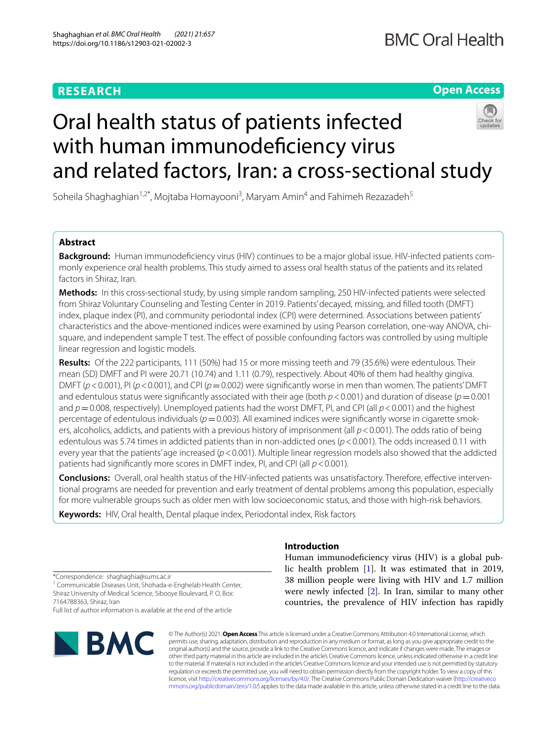**RESEARCH** **Open Access**

# Oral health status of patients infected with human immunodeficiency virus and related factors, Iran: a cross-sectional study

Soheila Shaghaghian[1,2*], Mojtaba Homayooni[3], Maryam Amin[4] and Fahimeh Rezazadeh[5]

## Abstract

**Background:** Human immunodeficiency virus (HIV) continues to be a major global issue. HIV-infected patients commonly experience oral health problems. This study aimed to assess oral health status of the patients and its related factors in Shiraz, Iran.

**Methods:** In this cross-sectional study, by using simple random sampling, 250 HIV-infected patients were selected from Shiraz Voluntary Counseling and Testing Center in 2019. Patients' decayed, missing, and filled tooth (DMFT) index, plaque index (PI), and community periodontal index (CPI) were determined. Associations between patients' characteristics and the above-mentioned indices were examined by using Pearson correlation, one-way ANOVA, chi-square, and independent sample T test. The effect of possible confounding factors was controlled by using multiple linear regression and logistic models.

**Results:** Of the 222 participants, 111 (50%) had 15 or more missing teeth and 79 (35.6%) were edentulous. Their mean (SD) DMFT and PI were 20.71 (10.74) and 1.11 (0.79), respectively. About 40% of them had healthy gingiva. DMFT ($p < 0.001$), PI ($p < 0.001$), and CPI ($p = 0.002$) were significantly worse in men than women. The patients' DMFT and edentulous status were significantly associated with their age (both $p < 0.001$) and duration of disease ($p = 0.001$ and $p = 0.008$, respectively). Unemployed patients had the worst DMFT, PI, and CPI (all $p < 0.001$) and the highest percentage of edentulous individuals ($p = 0.003$). All examined indices were significantly worse in cigarette smokers, alcoholics, addicts, and patients with a previous history of imprisonment (all $p < 0.001$). The odds ratio of being edentulous was 5.74 times in addicted patients than in non-addicted ones ($p < 0.001$). The odds increased 0.11 with every year that the patients' age increased ($p < 0.001$). Multiple linear regression models also showed that the addicted patients had significantly more scores in DMFT index, PI, and CPI (all $p < 0.001$).

**Conclusions:** Overall, oral health status of the HIV-infected patients was unsatisfactory. Therefore, effective interventional programs are needed for prevention and early treatment of dental problems among this population, especially for more vulnerable groups such as older men with low socioeconomic status, and those with high-risk behaviors.

**Keywords:** HIV, Oral health, Dental plaque index, Periodontal index, Risk factors

## Introduction

Human immunodeficiency virus (HIV) is a global public health problem [1]. It was estimated that in 2019, 38 million people were living with HIV and 1.7 million were newly infected [2]. In Iran, similar to many other countries, the prevalence of HIV infection has rapidly

*Correspondence: shaghaghia@sums.ac.ir
[1] Communicable Diseases Unit, Shohada-e-Enghelab Health Center, Shiraz University of Medical Science, Sibooye Boulevard, P. O. Box: 7164788363, Shiraz, Iran
Full list of author information is available at the end of the article

© The Author(s) 2021. **Open Access** This article is licensed under a Creative Commons Attribution 4.0 International License, which permits use, sharing, adaptation, distribution and reproduction in any medium or format, as long as you give appropriate credit to the original author(s) and the source, provide a link to the Creative Commons licence, and indicate if changes were made. The images or other third party material in this article are included in the article's Creative Commons licence, unless indicated otherwise in a credit line to the material. If material is not included in the article's Creative Commons licence and your intended use is not permitted by statutory regulation or exceeds the permitted use, you will need to obtain permission directly from the copyright holder. To view a copy of this licence, visit http://creativecommons.org/licenses/by/4.0/. The Creative Commons Public Domain Dedication waiver (http://creativecommons.org/publicdomain/zero/1.0/) applies to the data made available in this article, unless otherwise stated in a credit line to the data.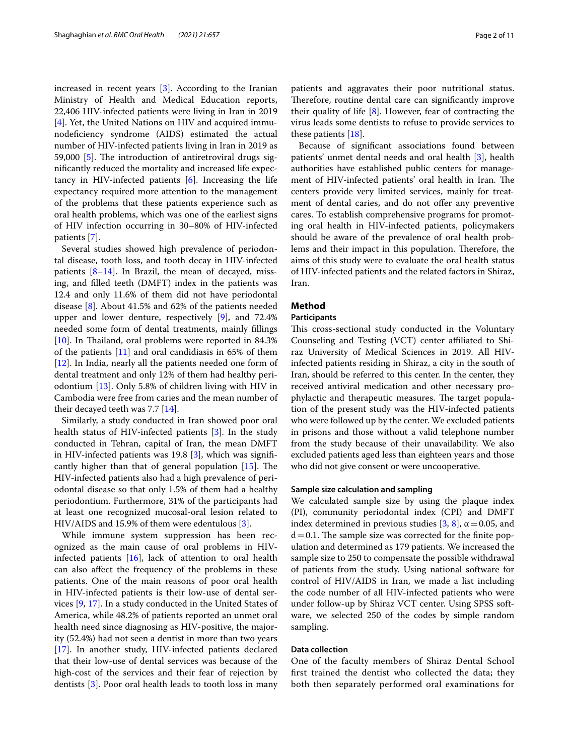increased in recent years [3]. According to the Iranian Ministry of Health and Medical Education reports, 22,406 HIV-infected patients were living in Iran in 2019 [4]. Yet, the United Nations on HIV and acquired immunodeficiency syndrome (AIDS) estimated the actual number of HIV-infected patients living in Iran in 2019 as 59,000 [5]. The introduction of antiretroviral drugs significantly reduced the mortality and increased life expectancy in HIV-infected patients [6]. Increasing the life expectancy required more attention to the management of the problems that these patients experience such as oral health problems, which was one of the earliest signs of HIV infection occurring in 30–80% of HIV-infected patients [7].

Several studies showed high prevalence of periodontal disease, tooth loss, and tooth decay in HIV-infected patients [8–14]. In Brazil, the mean of decayed, missing, and filled teeth (DMFT) index in the patients was 12.4 and only 11.6% of them did not have periodontal disease [8]. About 41.5% and 62% of the patients needed upper and lower denture, respectively [9], and 72.4% needed some form of dental treatments, mainly fillings [10]. In Thailand, oral problems were reported in 84.3% of the patients [11] and oral candidiasis in 65% of them [12]. In India, nearly all the patients needed one form of dental treatment and only 12% of them had healthy periodontium [13]. Only 5.8% of children living with HIV in Cambodia were free from caries and the mean number of their decayed teeth was 7.7 [14].

Similarly, a study conducted in Iran showed poor oral health status of HIV-infected patients [3]. In the study conducted in Tehran, capital of Iran, the mean DMFT in HIV-infected patients was 19.8 [3], which was significantly higher than that of general population [15]. The HIV-infected patients also had a high prevalence of periodontal disease so that only 1.5% of them had a healthy periodontium. Furthermore, 31% of the participants had at least one recognized mucosal-oral lesion related to HIV/AIDS and 15.9% of them were edentulous [3].

While immune system suppression has been recognized as the main cause of oral problems in HIV-infected patients [16], lack of attention to oral health can also affect the frequency of the problems in these patients. One of the main reasons of poor oral health in HIV-infected patients is their low-use of dental services [9, 17]. In a study conducted in the United States of America, while 48.2% of patients reported an unmet oral health need since diagnosing as HIV-positive, the majority (52.4%) had not seen a dentist in more than two years [17]. In another study, HIV-infected patients declared that their low-use of dental services was because of the high-cost of the services and their fear of rejection by dentists [3]. Poor oral health leads to tooth loss in many patients and aggravates their poor nutritional status. Therefore, routine dental care can significantly improve their quality of life [8]. However, fear of contracting the virus leads some dentists to refuse to provide services to these patients [18].

Because of significant associations found between patients' unmet dental needs and oral health [3], health authorities have established public centers for management of HIV-infected patients' oral health in Iran. The centers provide very limited services, mainly for treatment of dental caries, and do not offer any preventive cares. To establish comprehensive programs for promoting oral health in HIV-infected patients, policymakers should be aware of the prevalence of oral health problems and their impact in this population. Therefore, the aims of this study were to evaluate the oral health status of HIV-infected patients and the related factors in Shiraz, Iran.

## Method

### Participants

This cross-sectional study conducted in the Voluntary Counseling and Testing (VCT) center affiliated to Shiraz University of Medical Sciences in 2019. All HIV-infected patients residing in Shiraz, a city in the south of Iran, should be referred to this center. In the center, they received antiviral medication and other necessary prophylactic and therapeutic measures. The target population of the present study was the HIV-infected patients who were followed up by the center. We excluded patients in prisons and those without a valid telephone number from the study because of their unavailability. We also excluded patients aged less than eighteen years and those who did not give consent or were uncooperative.

### Sample size calculation and sampling

We calculated sample size by using the plaque index (PI), community periodontal index (CPI) and DMFT index determined in previous studies [3, 8], $\alpha = 0.05$, and $d = 0.1$. The sample size was corrected for the finite population and determined as 179 patients. We increased the sample size to 250 to compensate the possible withdrawal of patients from the study. Using national software for control of HIV/AIDS in Iran, we made a list including the code number of all HIV-infected patients who were under follow-up by Shiraz VCT center. Using SPSS software, we selected 250 of the codes by simple random sampling.

### Data collection

One of the faculty members of Shiraz Dental School first trained the dentist who collected the data; they both then separately performed oral examinations for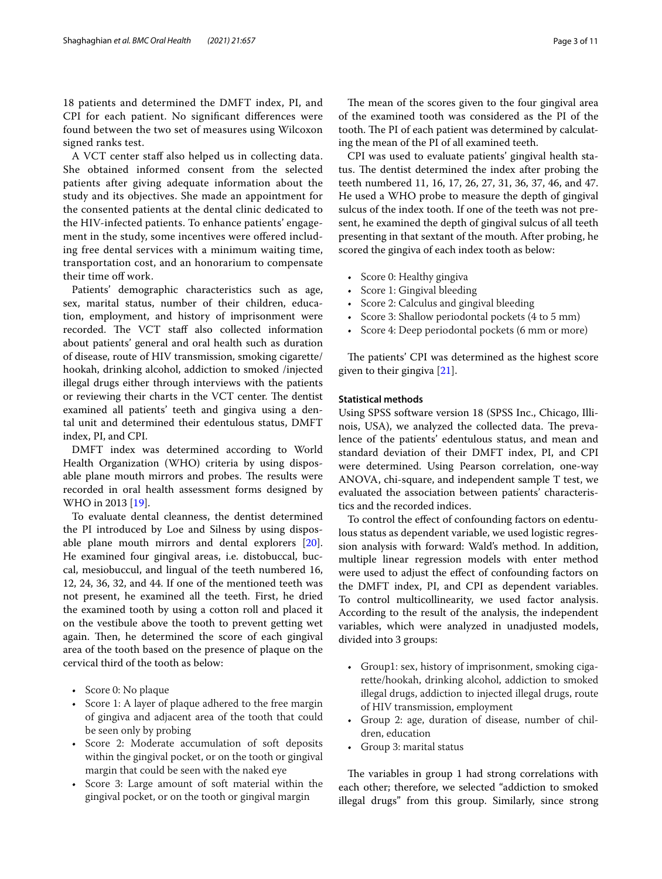18 patients and determined the DMFT index, PI, and CPI for each patient. No significant differences were found between the two set of measures using Wilcoxon signed ranks test.

A VCT center staff also helped us in collecting data. She obtained informed consent from the selected patients after giving adequate information about the study and its objectives. She made an appointment for the consented patients at the dental clinic dedicated to the HIV-infected patients. To enhance patients' engagement in the study, some incentives were offered including free dental services with a minimum waiting time, transportation cost, and an honorarium to compensate their time off work.

Patients' demographic characteristics such as age, sex, marital status, number of their children, education, employment, and history of imprisonment were recorded. The VCT staff also collected information about patients' general and oral health such as duration of disease, route of HIV transmission, smoking cigarette/hookah, drinking alcohol, addiction to smoked /injected illegal drugs either through interviews with the patients or reviewing their charts in the VCT center. The dentist examined all patients' teeth and gingiva using a dental unit and determined their edentulous status, DMFT index, PI, and CPI.

DMFT index was determined according to World Health Organization (WHO) criteria by using disposable plane mouth mirrors and probes. The results were recorded in oral health assessment forms designed by WHO in 2013 [19].

To evaluate dental cleanness, the dentist determined the PI introduced by Loe and Silness by using disposable plane mouth mirrors and dental explorers [20]. He examined four gingival areas, i.e. distobuccal, buccal, mesiobuccul, and lingual of the teeth numbered 16, 12, 24, 36, 32, and 44. If one of the mentioned teeth was not present, he examined all the teeth. First, he dried the examined tooth by using a cotton roll and placed it on the vestibule above the tooth to prevent getting wet again. Then, he determined the score of each gingival area of the tooth based on the presence of plaque on the cervical third of the tooth as below:

- Score 0: No plaque
- Score 1: A layer of plaque adhered to the free margin of gingiva and adjacent area of the tooth that could be seen only by probing
- Score 2: Moderate accumulation of soft deposits within the gingival pocket, or on the tooth or gingival margin that could be seen with the naked eye
- Score 3: Large amount of soft material within the gingival pocket, or on the tooth or gingival margin

The mean of the scores given to the four gingival area of the examined tooth was considered as the PI of the tooth. The PI of each patient was determined by calculating the mean of the PI of all examined teeth.

CPI was used to evaluate patients' gingival health status. The dentist determined the index after probing the teeth numbered 11, 16, 17, 26, 27, 31, 36, 37, 46, and 47. He used a WHO probe to measure the depth of gingival sulcus of the index tooth. If one of the teeth was not present, he examined the depth of gingival sulcus of all teeth presenting in that sextant of the mouth. After probing, he scored the gingiva of each index tooth as below:

- Score 0: Healthy gingiva
- Score 1: Gingival bleeding
- Score 2: Calculus and gingival bleeding
- Score 3: Shallow periodontal pockets (4 to 5 mm)
- Score 4: Deep periodontal pockets (6 mm or more)

The patients' CPI was determined as the highest score given to their gingiva [21].

### Statistical methods

Using SPSS software version 18 (SPSS Inc., Chicago, Illinois, USA), we analyzed the collected data. The prevalence of the patients' edentulous status, and mean and standard deviation of their DMFT index, PI, and CPI were determined. Using Pearson correlation, one-way ANOVA, chi-square, and independent sample T test, we evaluated the association between patients' characteristics and the recorded indices.

To control the effect of confounding factors on edentulous status as dependent variable, we used logistic regression analysis with forward: Wald's method. In addition, multiple linear regression models with enter method were used to adjust the effect of confounding factors on the DMFT index, PI, and CPI as dependent variables. To control multicollinearity, we used factor analysis. According to the result of the analysis, the independent variables, which were analyzed in unadjusted models, divided into 3 groups:

- Group1: sex, history of imprisonment, smoking cigarette/hookah, drinking alcohol, addiction to smoked illegal drugs, addiction to injected illegal drugs, route of HIV transmission, employment
- Group 2: age, duration of disease, number of children, education
- Group 3: marital status

The variables in group 1 had strong correlations with each other; therefore, we selected "addiction to smoked illegal drugs" from this group. Similarly, since strong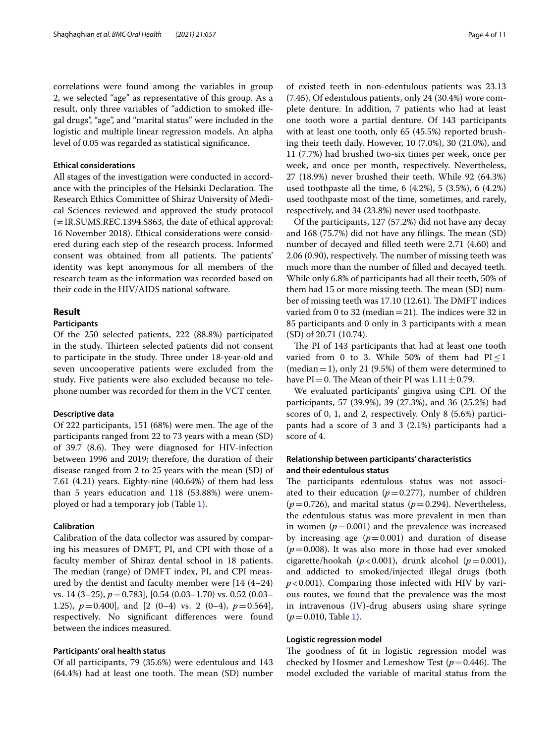correlations were found among the variables in group 2, we selected "age" as representative of this group. As a result, only three variables of "addiction to smoked illegal drugs", "age", and "marital status" were included in the logistic and multiple linear regression models. An alpha level of 0.05 was regarded as statistical significance.

### Ethical considerations

All stages of the investigation were conducted in accordance with the principles of the Helsinki Declaration. The Research Ethics Committee of Shiraz University of Medical Sciences reviewed and approved the study protocol (≠IR.SUMS.REC.1394.S863, the date of ethical approval: 16 November 2018). Ethical considerations were considered during each step of the research process. Informed consent was obtained from all patients. The patients' identity was kept anonymous for all members of the research team as the information was recorded based on their code in the HIV/AIDS national software.

## Result

### Participants

Of the 250 selected patients, 222 (88.8%) participated in the study. Thirteen selected patients did not consent to participate in the study. Three under 18-year-old and seven uncooperative patients were excluded from the study. Five patients were also excluded because no telephone number was recorded for them in the VCT center.

### Descriptive data

Of 222 participants, 151 (68%) were men. The age of the participants ranged from 22 to 73 years with a mean (SD) of 39.7 (8.6). They were diagnosed for HIV-infection between 1996 and 2019; therefore, the duration of their disease ranged from 2 to 25 years with the mean (SD) of 7.61 (4.21) years. Eighty-nine (40.64%) of them had less than 5 years education and 118 (53.88%) were unemployed or had a temporary job (Table 1).

### Calibration

Calibration of the data collector was assured by comparing his measures of DMFT, PI, and CPI with those of a faculty member of Shiraz dental school in 18 patients. The median (range) of DMFT index, PI, and CPI measured by the dentist and faculty member were [14 (4–24) vs. 14 (3–25), $p=0.783$], [0.54 (0.03–1.70) vs. 0.52 (0.03–1.25), $p=0.400$], and [2 (0–4) vs. 2 (0–4), $p=0.564$], respectively. No significant differences were found between the indices measured.

### Participants' oral health status

Of all participants, 79 (35.6%) were edentulous and 143 (64.4%) had at least one tooth. The mean (SD) number of existed teeth in non-edentulous patients was 23.13 (7.45). Of edentulous patients, only 24 (30.4%) wore complete denture. In addition, 7 patients who had at least one tooth wore a partial denture. Of 143 participants with at least one tooth, only 65 (45.5%) reported brushing their teeth daily. However, 10 (7.0%), 30 (21.0%), and 11 (7.7%) had brushed two-six times per week, once per week, and once per month, respectively. Nevertheless, 27 (18.9%) never brushed their teeth. While 92 (64.3%) used toothpaste all the time, 6 (4.2%), 5 (3.5%), 6 (4.2%) used toothpaste most of the time, sometimes, and rarely, respectively, and 34 (23.8%) never used toothpaste.

Of the participants, 127 (57.2%) did not have any decay and 168 (75.7%) did not have any fillings. The mean (SD) number of decayed and filled teeth were 2.71 (4.60) and 2.06 (0.90), respectively. The number of missing teeth was much more than the number of filled and decayed teeth. While only 6.8% of participants had all their teeth, 50% of them had 15 or more missing teeth. The mean (SD) number of missing teeth was 17.10 (12.61). The DMFT indices varied from 0 to 32 (median = 21). The indices were 32 in 85 participants and 0 only in 3 participants with a mean (SD) of 20.71 (10.74).

The PI of 143 participants that had at least one tooth varied from 0 to 3. While 50% of them had $PI \leq 1$ (median = 1), only 21 (9.5%) of them were determined to have $PI = 0$. The Mean of their PI was $1.11 \pm 0.79$.

We evaluated participants' gingiva using CPI. Of the participants, 57 (39.9%), 39 (27.3%), and 36 (25.2%) had scores of 0, 1, and 2, respectively. Only 8 (5.6%) participants had a score of 3 and 3 (2.1%) participants had a score of 4.

### Relationship between participants' characteristics and their edentulous status

The participants edentulous status was not associated to their education ($p=0.277$), number of children ($p=0.726$), and marital status ($p=0.294$). Nevertheless, the edentulous status was more prevalent in men than in women ($p=0.001$) and the prevalence was increased by increasing age ($p=0.001$) and duration of disease ($p=0.008$). It was also more in those had ever smoked cigarette/hookah ($p<0.001$), drunk alcohol ($p=0.001$), and addicted to smoked/injected illegal drugs (both $p<0.001$). Comparing those infected with HIV by various routes, we found that the prevalence was the most in intravenous (IV)-drug abusers using share syringe ($p=0.010$, Table 1).

### Logistic regression model

The goodness of fit in logistic regression model was checked by Hosmer and Lemeshow Test ($p=0.446$). The model excluded the variable of marital status from the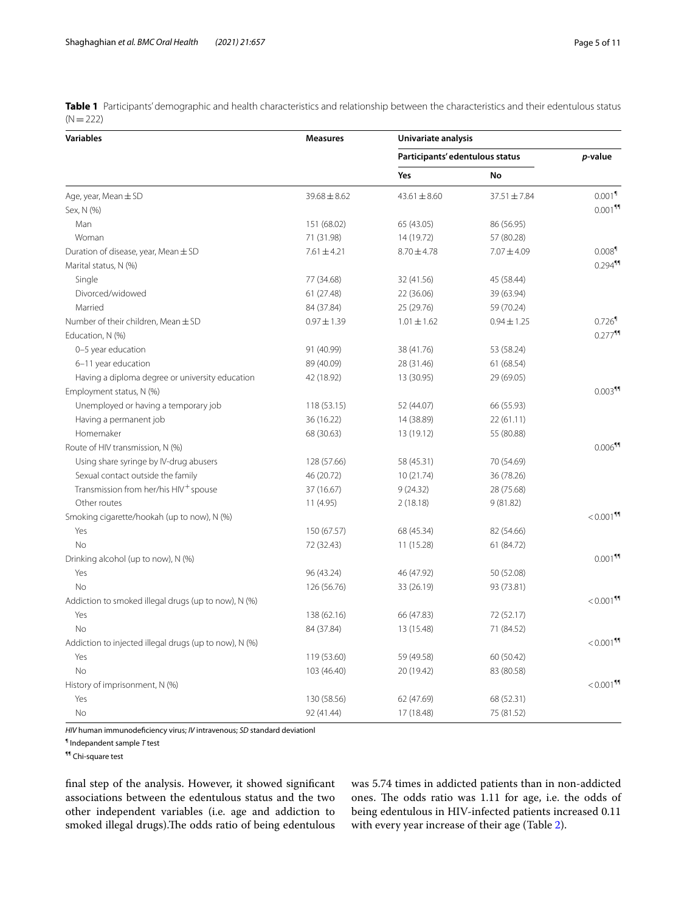**Table 1** Participants' demographic and health characteristics and relationship between the characteristics and their edentulous status (N = 222)

| Variables | Measures | Univariate analysis | | |
|---|---|---|---|---|
| | | Participants' edentulous status | | *p*-value |
| | | Yes | No | |
| Age, year, Mean ± SD | 39.68 ± 8.62 | 43.61 ± 8.60 | 37.51 ± 7.84 | 0.001[¶] |
| Sex, N (%) | | | | 0.001[¶¶] |
| Man | 151 (68.02) | 65 (43.05) | 86 (56.95) | |
| Woman | 71 (31.98) | 14 (19.72) | 57 (80.28) | |
| Duration of disease, year, Mean ± SD | 7.61 ± 4.21 | 8.70 ± 4.78 | 7.07 ± 4.09 | 0.008[¶] |
| Marital status, N (%) | | | | 0.294[¶¶] |
| Single | 77 (34.68) | 32 (41.56) | 45 (58.44) | |
| Divorced/widowed | 61 (27.48) | 22 (36.06) | 39 (63.94) | |
| Married | 84 (37.84) | 25 (29.76) | 59 (70.24) | |
| Number of their children, Mean ± SD | 0.97 ± 1.39 | 1.01 ± 1.62 | 0.94 ± 1.25 | 0.726[¶] |
| Education, N (%) | | | | 0.277[¶¶] |
| 0–5 year education | 91 (40.99) | 38 (41.76) | 53 (58.24) | |
| 6–11 year education | 89 (40.09) | 28 (31.46) | 61 (68.54) | |
| Having a diploma degree or university education | 42 (18.92) | 13 (30.95) | 29 (69.05) | |
| Employment status, N (%) | | | | 0.003[¶¶] |
| Unemployed or having a temporary job | 118 (53.15) | 52 (44.07) | 66 (55.93) | |
| Having a permanent job | 36 (16.22) | 14 (38.89) | 22 (61.11) | |
| Homemaker | 68 (30.63) | 13 (19.12) | 55 (80.88) | |
| Route of HIV transmission, N (%) | | | | 0.006[¶¶] |
| Using share syringe by IV-drug abusers | 128 (57.66) | 58 (45.31) | 70 (54.69) | |
| Sexual contact outside the family | 46 (20.72) | 10 (21.74) | 36 (78.26) | |
| Transmission from her/his HIV$^{+}$ spouse | 37 (16.67) | 9 (24.32) | 28 (75.68) | |
| Other routes | 11 (4.95) | 2 (18.18) | 9 (81.82) | |
| Smoking cigarette/hookah (up to now), N (%) | | | | < 0.001[¶¶] |
| Yes | 150 (67.57) | 68 (45.34) | 82 (54.66) | |
| No | 72 (32.43) | 11 (15.28) | 61 (84.72) | |
| Drinking alcohol (up to now), N (%) | | | | 0.001[¶¶] |
| Yes | 96 (43.24) | 46 (47.92) | 50 (52.08) | |
| No | 126 (56.76) | 33 (26.19) | 93 (73.81) | |
| Addiction to smoked illegal drugs (up to now), N (%) | | | | < 0.001[¶¶] |
| Yes | 138 (62.16) | 66 (47.83) | 72 (52.17) | |
| No | 84 (37.84) | 13 (15.48) | 71 (84.52) | |
| Addiction to injected illegal drugs (up to now), N (%) | | | | < 0.001[¶¶] |
| Yes | 119 (53.60) | 59 (49.58) | 60 (50.42) | |
| No | 103 (46.40) | 20 (19.42) | 83 (80.58) | |
| History of imprisonment, N (%) | | | | < 0.001[¶¶] |
| Yes | 130 (58.56) | 62 (47.69) | 68 (52.31) | |
| No | 92 (41.44) | 17 (18.48) | 75 (81.52) | |

*HIV* human immunodeficiency virus; *IV* intravenous; *SD* standard deviationl

[¶] Independant sample *T* test

[¶¶] Chi-square test

final step of the analysis. However, it showed significant associations between the edentulous status and the two other independent variables (i.e. age and addiction to smoked illegal drugs).The odds ratio of being edentulous was 5.74 times in addicted patients than in non-addicted ones. The odds ratio was 1.11 for age, i.e. the odds of being edentulous in HIV-infected patients increased 0.11 with every year increase of their age (Table 2).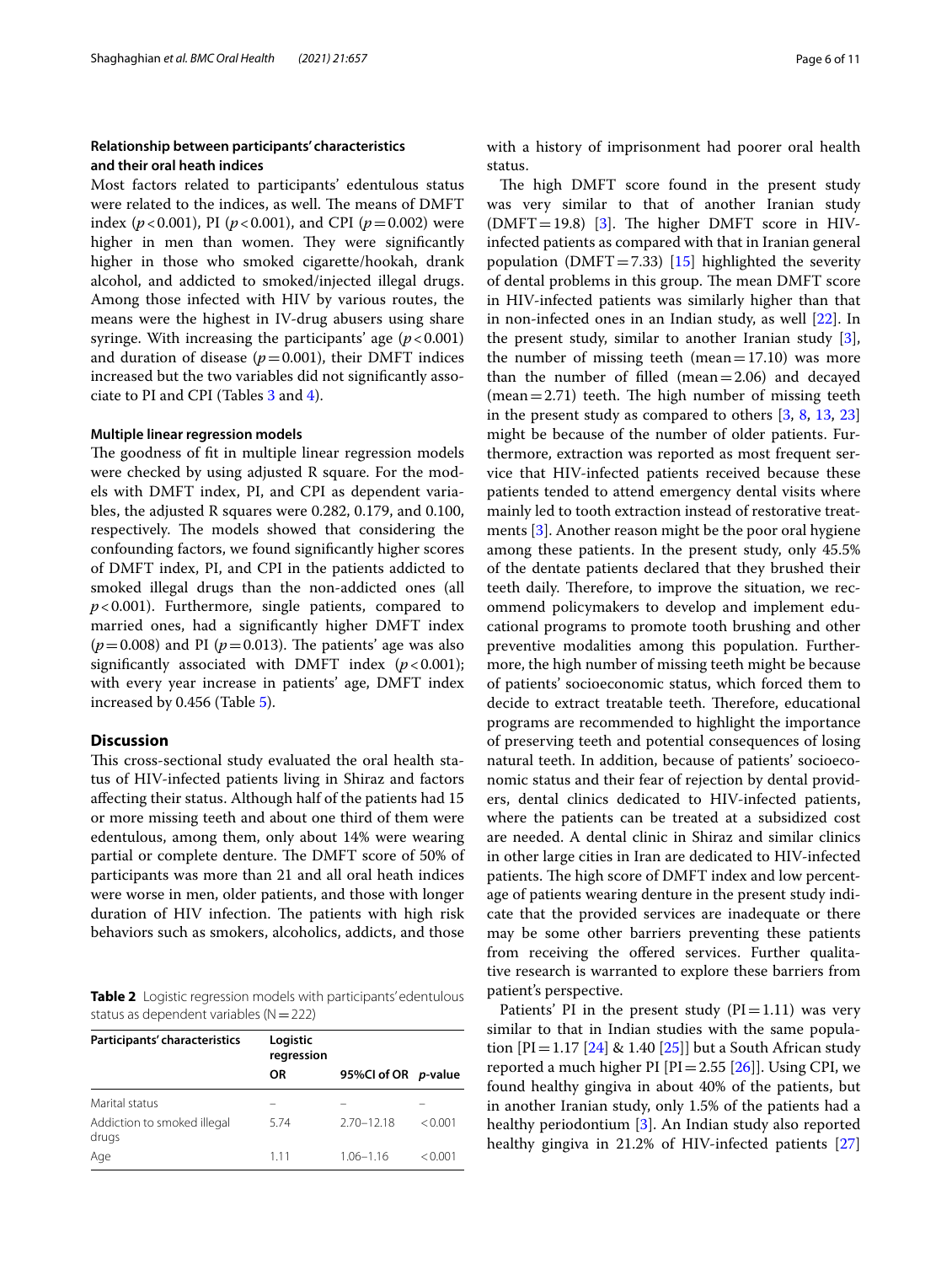### Relationship between participants' characteristics and their oral heath indices

Most factors related to participants' edentulous status were related to the indices, as well. The means of DMFT index ($p<0.001$), PI ($p<0.001$), and CPI ($p=0.002$) were higher in men than women. They were significantly higher in those who smoked cigarette/hookah, drank alcohol, and addicted to smoked/injected illegal drugs. Among those infected with HIV by various routes, the means were the highest in IV-drug abusers using share syringe. With increasing the participants' age ($p<0.001$) and duration of disease ($p=0.001$), their DMFT indices increased but the two variables did not significantly associate to PI and CPI (Tables 3 and 4).

### Multiple linear regression models

The goodness of fit in multiple linear regression models were checked by using adjusted R square. For the models with DMFT index, PI, and CPI as dependent variables, the adjusted R squares were 0.282, 0.179, and 0.100, respectively. The models showed that considering the confounding factors, we found significantly higher scores of DMFT index, PI, and CPI in the patients addicted to smoked illegal drugs than the non-addicted ones (all $p<0.001$). Furthermore, single patients, compared to married ones, had a significantly higher DMFT index ($p=0.008$) and PI ($p=0.013$). The patients' age was also significantly associated with DMFT index ($p<0.001$); with every year increase in patients' age, DMFT index increased by 0.456 (Table 5).

## Discussion

This cross-sectional study evaluated the oral health status of HIV-infected patients living in Shiraz and factors affecting their status. Although half of the patients had 15 or more missing teeth and about one third of them were edentulous, among them, only about 14% were wearing partial or complete denture. The DMFT score of 50% of participants was more than 21 and all oral heath indices were worse in men, older patients, and those with longer duration of HIV infection. The patients with high risk behaviors such as smokers, alcoholics, addicts, and those with a history of imprisonment had poorer oral health status.

**Table 2** Logistic regression models with participants' edentulous status as dependent variables (N = 222)

| Participants' characteristics | Logistic regression | | |
|---|---|---|---|
| | OR | 95%CI of OR | *p*-value |
| Marital status | – | – | – |
| Addiction to smoked illegal drugs | 5.74 | 2.70–12.18 | < 0.001 |
| Age | 1.11 | 1.06–1.16 | < 0.001 |

The high DMFT score found in the present study was very similar to that of another Iranian study (DMFT = 19.8) [3]. The higher DMFT score in HIV-infected patients as compared with that in Iranian general population (DMFT = 7.33) [15] highlighted the severity of dental problems in this group. The mean DMFT score in HIV-infected patients was similarly higher than that in non-infected ones in an Indian study, as well [22]. In the present study, similar to another Iranian study [3], the number of missing teeth (mean = 17.10) was more than the number of filled (mean = 2.06) and decayed (mean = 2.71) teeth. The high number of missing teeth in the present study as compared to others [3, 8, 13, 23] might be because of the number of older patients. Furthermore, extraction was reported as most frequent service that HIV-infected patients received because these patients tended to attend emergency dental visits where mainly led to tooth extraction instead of restorative treatments [3]. Another reason might be the poor oral hygiene among these patients. In the present study, only 45.5% of the dentate patients declared that they brushed their teeth daily. Therefore, to improve the situation, we recommend policymakers to develop and implement educational programs to promote tooth brushing and other preventive modalities among this population. Furthermore, the high number of missing teeth might be because of patients' socioeconomic status, which forced them to decide to extract treatable teeth. Therefore, educational programs are recommended to highlight the importance of preserving teeth and potential consequences of losing natural teeth. In addition, because of patients' socioeconomic status and their fear of rejection by dental providers, dental clinics dedicated to HIV-infected patients, where the patients can be treated at a subsidized cost are needed. A dental clinic in Shiraz and similar clinics in other large cities in Iran are dedicated to HIV-infected patients. The high score of DMFT index and low percentage of patients wearing denture in the present study indicate that the provided services are inadequate or there may be some other barriers preventing these patients from receiving the offered services. Further qualitative research is warranted to explore these barriers from patient's perspective.

Patients' PI in the present study (PI = 1.11) was very similar to that in Indian studies with the same population [PI = 1.17 [24] & 1.40 [25]] but a South African study reported a much higher PI [PI = 2.55 [26]]. Using CPI, we found healthy gingiva in about 40% of the patients, but in another Iranian study, only 1.5% of the patients had a healthy periodontium [3]. An Indian study also reported healthy gingiva in 21.2% of HIV-infected patients [27]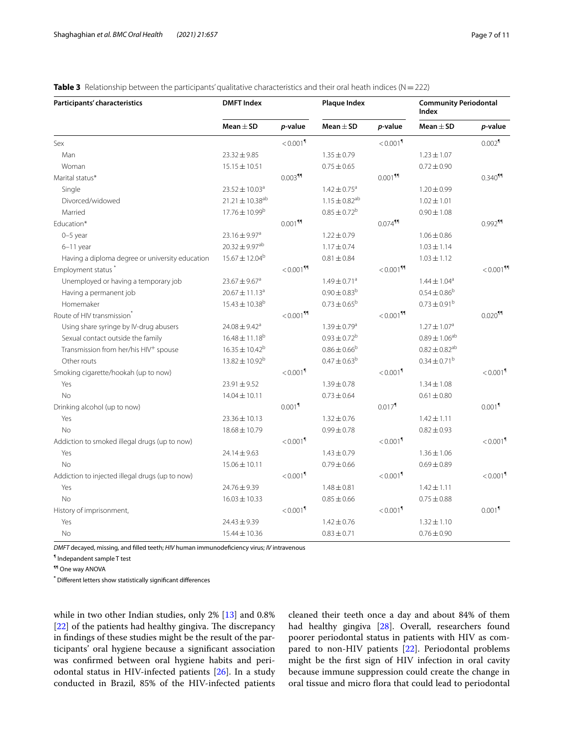**Table 3** Relationship between the participants' qualitative characteristics and their oral heath indices (N = 222)

| Participants' characteristics | DMFT Index | | Plaque Index | | Community Periodontal Index | |
|---|---|---|---|---|---|---|
| | Mean ± SD | *p*-value | Mean ± SD | *p*-value | Mean ± SD | *p*-value |
| Sex | | < 0.001[¶] | | < 0.001[¶] | | 0.002[¶] |
| Man | 23.32 ± 9.85 | | 1.35 ± 0.79 | | 1.23 ± 1.07 | |
| Woman | 15.15 ± 10.51 | | 0.75 ± 0.65 | | 0.72 ± 0.90 | |
| Marital status* | | 0.003[¶¶] | | 0.001[¶¶] | | 0.340[¶¶] |
| Single | 23.52 ± 10.03[a] | | 1.42 ± 0.75[a] | | 1.20 ± 0.99 | |
| Divorced/widowed | 21.21 ± 10.38[ab] | | 1.15 ± 0.82[ab] | | 1.02 ± 1.01 | |
| Married | 17.76 ± 10.99[b] | | 0.85 ± 0.72[b] | | 0.90 ± 1.08 | |
| Education* | | 0.001[¶¶] | | 0.074[¶¶] | | 0.992[¶¶] |
| 0–5 year | 23.16 ± 9.97[a] | | 1.22 ± 0.79 | | 1.06 ± 0.86 | |
| 6–11 year | 20.32 ± 9.97[ab] | | 1.17 ± 0.74 | | 1.03 ± 1.14 | |
| Having a diploma degree or university education | 15.67 ± 12.04[b] | | 0.81 ± 0.84 | | 1.03 ± 1.12 | |
| Employment status* | | < 0.001[¶¶] | | < 0.001[¶¶] | | < 0.001[¶¶] |
| Unemployed or having a temporary job | 23.67 ± 9.67[a] | | 1.49 ± 0.71[a] | | 1.44 ± 1.04[a] | |
| Having a permanent job | 20.67 ± 11.13[a] | | 0.90 ± 0.83[b] | | 0.54 ± 0.86[b] | |
| Homemaker | 15.43 ± 10.38[b] | | 0.73 ± 0.65[b] | | 0.73 ± 0.91[b] | |
| Route of HIV transmission* | | < 0.001[¶¶] | | < 0.001[¶¶] | | 0.020[¶¶] |
| Using share syringe by IV-drug abusers | 24.08 ± 9.42[a] | | 1.39 ± 0.79[a] | | 1.27 ± 1.07[a] | |
| Sexual contact outside the family | 16.48 ± 11.18[b] | | 0.93 ± 0.72[b] | | 0.89 ± 1.06[ab] | |
| Transmission from her/his HIV+ spouse | 16.35 ± 10.42[b] | | 0.86 ± 0.66[b] | | 0.82 ± 0.82[ab] | |
| Other routs | 13.82 ± 10.92[b] | | 0.47 ± 0.63[b] | | 0.34 ± 0.71[b] | |
| Smoking cigarette/hookah (up to now) | | < 0.001[¶] | | < 0.001[¶] | | < 0.001[¶] |
| Yes | 23.91 ± 9.52 | | 1.39 ± 0.78 | | 1.34 ± 1.08 | |
| No | 14.04 ± 10.11 | | 0.73 ± 0.64 | | 0.61 ± 0.80 | |
| Drinking alcohol (up to now) | | 0.001[¶] | | 0.017[¶] | | 0.001[¶] |
| Yes | 23.36 ± 10.13 | | 1.32 ± 0.76 | | 1.42 ± 1.11 | |
| No | 18.68 ± 10.79 | | 0.99 ± 0.78 | | 0.82 ± 0.93 | |
| Addiction to smoked illegal drugs (up to now) | | < 0.001[¶] | | < 0.001[¶] | | < 0.001[¶] |
| Yes | 24.14 ± 9.63 | | 1.43 ± 0.79 | | 1.36 ± 1.06 | |
| No | 15.06 ± 10.11 | | 0.79 ± 0.66 | | 0.69 ± 0.89 | |
| Addiction to injected illegal drugs (up to now) | | < 0.001[¶] | | < 0.001[¶] | | < 0.001[¶] |
| Yes | 24.76 ± 9.39 | | 1.48 ± 0.81 | | 1.42 ± 1.11 | |
| No | 16.03 ± 10.33 | | 0.85 ± 0.66 | | 0.75 ± 0.88 | |
| History of imprisonment, | | < 0.001[¶] | | < 0.001[¶] | | 0.001[¶] |
| Yes | 24.43 ± 9.39 | | 1.42 ± 0.76 | | 1.32 ± 1.10 | |
| No | 15.44 ± 10.36 | | 0.83 ± 0.71 | | 0.76 ± 0.90 | |

*DMFT* decayed, missing, and filled teeth; *HIV* human immunodeficiency virus; *IV* intravenous

[¶] Independant sample T test

[¶¶] One way ANOVA

[*] Different letters show statistically significant differences

while in two other Indian studies, only 2% [13] and 0.8% [22] of the patients had healthy gingiva. The discrepancy in findings of these studies might be the result of the participants' oral hygiene because a significant association was confirmed between oral hygiene habits and periodontal status in HIV-infected patients [26]. In a study conducted in Brazil, 85% of the HIV-infected patients cleaned their teeth once a day and about 84% of them had healthy gingiva [28]. Overall, researchers found poorer periodontal status in patients with HIV as compared to non-HIV patients [22]. Periodontal problems might be the first sign of HIV infection in oral cavity because immune suppression could create the change in oral tissue and micro flora that could lead to periodontal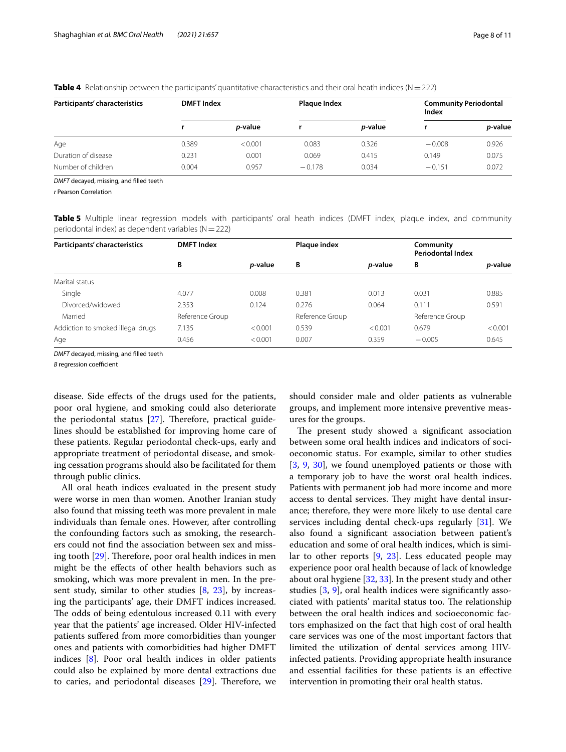**Table 4** Relationship between the participants' quantitative characteristics and their oral heath indices (N = 222)

| Participants' characteristics | DMFT Index | | Plaque Index | | Community Periodontal Index | |
|---|---|---|---|---|---|---|
| | r | *p*-value | r | *p*-value | r | *p*-value |
| Age | 0.389 | < 0.001 | 0.083 | 0.326 | − 0.008 | 0.926 |
| Duration of disease | 0.231 | 0.001 | 0.069 | 0.415 | 0.149 | 0.075 |
| Number of children | 0.004 | 0.957 | − 0.178 | 0.034 | − 0.151 | 0.072 |

*DMFT* decayed, missing, and filled teeth

*r* Pearson Correlation

**Table 5** Multiple linear regression models with participants' oral heath indices (DMFT index, plaque index, and community periodontal index) as dependent variables (N = 222)

| Participants' characteristics | DMFT Index | | Plaque index | | Community Periodontal Index | |
|---|---|---|---|---|---|---|
| | B | *p*-value | B | *p*-value | B | *p*-value |
| Marital status | | | | | | |
| Single | 4.077 | 0.008 | 0.381 | 0.013 | 0.031 | 0.885 |
| Divorced/widowed | 2.353 | 0.124 | 0.276 | 0.064 | 0.111 | 0.591 |
| Married | Reference Group | | Reference Group | | Reference Group | |
| Addiction to smoked illegal drugs | 7.135 | < 0.001 | 0.539 | < 0.001 | 0.679 | < 0.001 |
| Age | 0.456 | < 0.001 | 0.007 | 0.359 | − 0.005 | 0.645 |

*DMFT* decayed, missing, and filled teeth

*B* regression coefficient

disease. Side effects of the drugs used for the patients, poor oral hygiene, and smoking could also deteriorate the periodontal status [27]. Therefore, practical guidelines should be established for improving home care of these patients. Regular periodontal check-ups, early and appropriate treatment of periodontal disease, and smoking cessation programs should also be facilitated for them through public clinics.

All oral heath indices evaluated in the present study were worse in men than women. Another Iranian study also found that missing teeth was more prevalent in male individuals than female ones. However, after controlling the confounding factors such as smoking, the researchers could not find the association between sex and missing tooth [29]. Therefore, poor oral health indices in men might be the effects of other health behaviors such as smoking, which was more prevalent in men. In the present study, similar to other studies [8, 23], by increasing the participants' age, their DMFT indices increased. The odds of being edentulous increased 0.11 with every year that the patients' age increased. Older HIV-infected patients suffered from more comorbidities than younger ones and patients with comorbidities had higher DMFT indices [8]. Poor oral health indices in older patients could also be explained by more dental extractions due to caries, and periodontal diseases [29]. Therefore, we should consider male and older patients as vulnerable groups, and implement more intensive preventive measures for the groups.

The present study showed a significant association between some oral health indices and indicators of socioeconomic status. For example, similar to other studies [3, 9, 30], we found unemployed patients or those with a temporary job to have the worst oral health indices. Patients with permanent job had more income and more access to dental services. They might have dental insurance; therefore, they were more likely to use dental care services including dental check-ups regularly [31]. We also found a significant association between patient's education and some of oral health indices, which is similar to other reports [9, 23]. Less educated people may experience poor oral health because of lack of knowledge about oral hygiene [32, 33]. In the present study and other studies [3, 9], oral health indices were significantly associated with patients' marital status too. The relationship between the oral health indices and socioeconomic factors emphasized on the fact that high cost of oral health care services was one of the most important factors that limited the utilization of dental services among HIV-infected patients. Providing appropriate health insurance and essential facilities for these patients is an effective intervention in promoting their oral health status.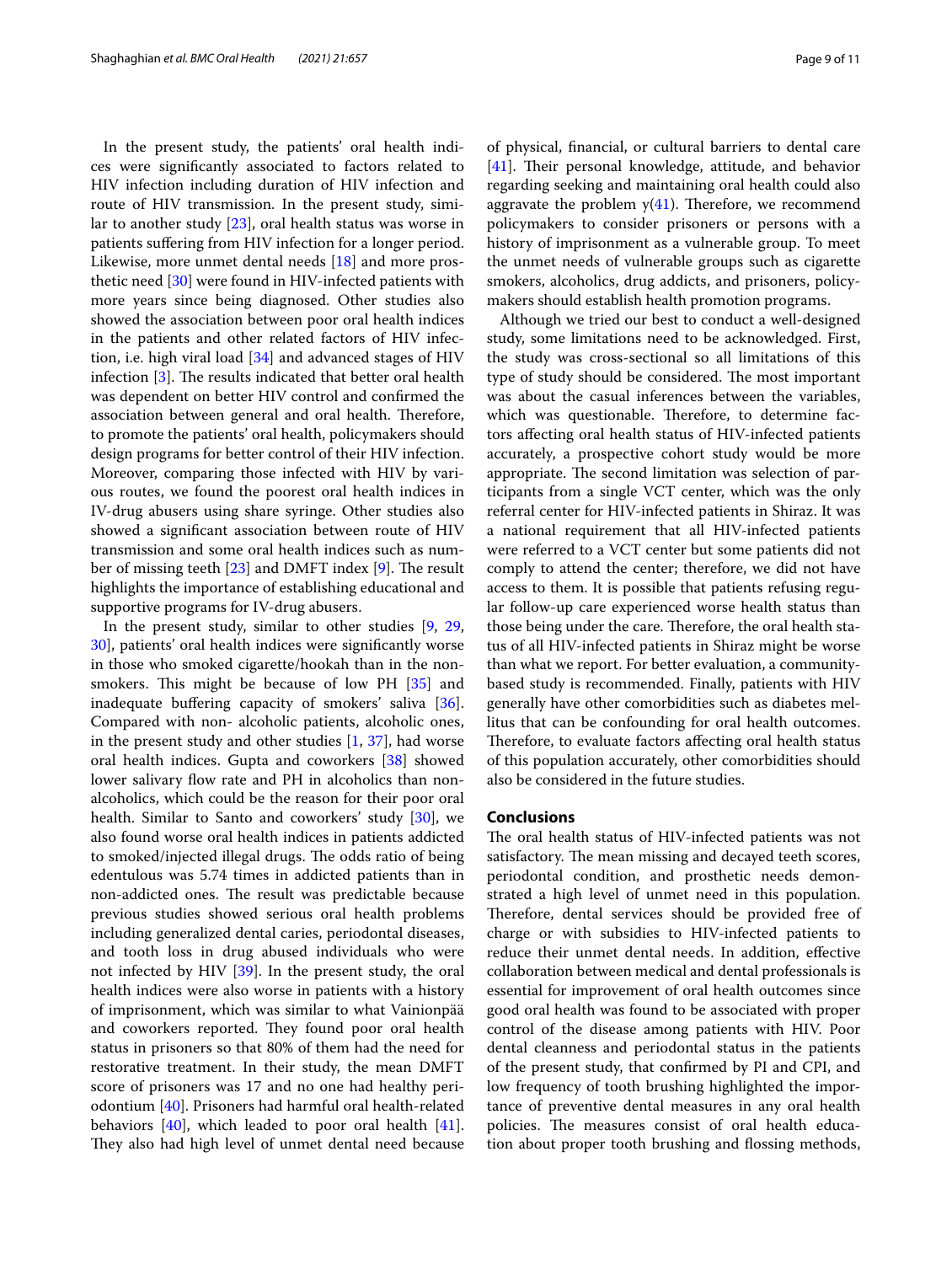In the present study, the patients' oral health indices were significantly associated to factors related to HIV infection including duration of HIV infection and route of HIV transmission. In the present study, similar to another study [23], oral health status was worse in patients suffering from HIV infection for a longer period. Likewise, more unmet dental needs [18] and more prosthetic need [30] were found in HIV-infected patients with more years since being diagnosed. Other studies also showed the association between poor oral health indices in the patients and other related factors of HIV infection, i.e. high viral load [34] and advanced stages of HIV infection [3]. The results indicated that better oral health was dependent on better HIV control and confirmed the association between general and oral health. Therefore, to promote the patients' oral health, policymakers should design programs for better control of their HIV infection. Moreover, comparing those infected with HIV by various routes, we found the poorest oral health indices in IV-drug abusers using share syringe. Other studies also showed a significant association between route of HIV transmission and some oral health indices such as number of missing teeth [23] and DMFT index [9]. The result highlights the importance of establishing educational and supportive programs for IV-drug abusers.

In the present study, similar to other studies [9, 29, 30], patients' oral health indices were significantly worse in those who smoked cigarette/hookah than in the non-smokers. This might be because of low PH [35] and inadequate buffering capacity of smokers' saliva [36]. Compared with non- alcoholic patients, alcoholic ones, in the present study and other studies [1, 37], had worse oral health indices. Gupta and coworkers [38] showed lower salivary flow rate and PH in alcoholics than non-alcoholics, which could be the reason for their poor oral health. Similar to Santo and coworkers' study [30], we also found worse oral health indices in patients addicted to smoked/injected illegal drugs. The odds ratio of being edentulous was 5.74 times in addicted patients than in non-addicted ones. The result was predictable because previous studies showed serious oral health problems including generalized dental caries, periodontal diseases, and tooth loss in drug abused individuals who were not infected by HIV [39]. In the present study, the oral health indices were also worse in patients with a history of imprisonment, which was similar to what Vainionpää and coworkers reported. They found poor oral health status in prisoners so that 80% of them had the need for restorative treatment. In their study, the mean DMFT score of prisoners was 17 and no one had healthy periodontium [40]. Prisoners had harmful oral health-related behaviors [40], which leaded to poor oral health [41]. They also had high level of unmet dental need because of physical, financial, or cultural barriers to dental care [41]. Their personal knowledge, attitude, and behavior regarding seeking and maintaining oral health could also aggravate the problem y(41). Therefore, we recommend policymakers to consider prisoners or persons with a history of imprisonment as a vulnerable group. To meet the unmet needs of vulnerable groups such as cigarette smokers, alcoholics, drug addicts, and prisoners, policymakers should establish health promotion programs.

Although we tried our best to conduct a well-designed study, some limitations need to be acknowledged. First, the study was cross-sectional so all limitations of this type of study should be considered. The most important was about the casual inferences between the variables, which was questionable. Therefore, to determine factors affecting oral health status of HIV-infected patients accurately, a prospective cohort study would be more appropriate. The second limitation was selection of participants from a single VCT center, which was the only referral center for HIV-infected patients in Shiraz. It was a national requirement that all HIV-infected patients were referred to a VCT center but some patients did not comply to attend the center; therefore, we did not have access to them. It is possible that patients refusing regular follow-up care experienced worse health status than those being under the care. Therefore, the oral health status of all HIV-infected patients in Shiraz might be worse than what we report. For better evaluation, a community-based study is recommended. Finally, patients with HIV generally have other comorbidities such as diabetes mellitus that can be confounding for oral health outcomes. Therefore, to evaluate factors affecting oral health status of this population accurately, other comorbidities should also be considered in the future studies.

## Conclusions

The oral health status of HIV-infected patients was not satisfactory. The mean missing and decayed teeth scores, periodontal condition, and prosthetic needs demonstrated a high level of unmet need in this population. Therefore, dental services should be provided free of charge or with subsidies to HIV-infected patients to reduce their unmet dental needs. In addition, effective collaboration between medical and dental professionals is essential for improvement of oral health outcomes since good oral health was found to be associated with proper control of the disease among patients with HIV. Poor dental cleanness and periodontal status in the patients of the present study, that confirmed by PI and CPI, and low frequency of tooth brushing highlighted the importance of preventive dental measures in any oral health policies. The measures consist of oral health education about proper tooth brushing and flossing methods,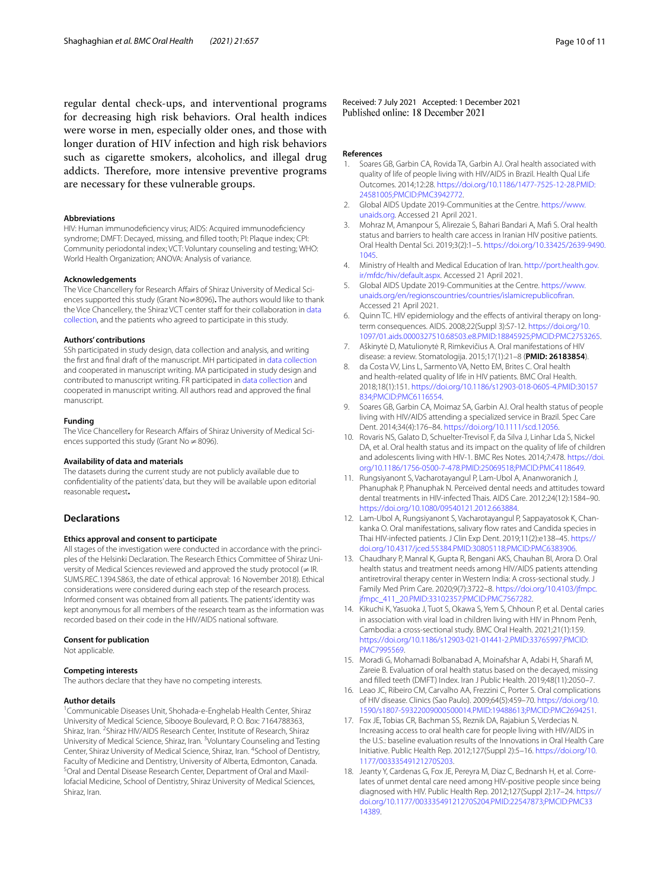regular dental check-ups, and interventional programs for decreasing high risk behaviors. Oral health indices were worse in men, especially older ones, and those with longer duration of HIV infection and high risk behaviors such as cigarette smokers, alcoholics, and illegal drug addicts. Therefore, more intensive preventive programs are necessary for these vulnerable groups.

### Abbreviations

HIV: Human immunodeficiency virus; AIDS: Acquired immunodeficiency syndrome; DMFT: Decayed, missing, and filled tooth; PI: Plaque index; CPI: Community periodontal index; VCT: Voluntary counseling and testing; WHO: World Health Organization; ANOVA: Analysis of variance.

### Acknowledgements

The Vice Chancellery for Research Affairs of Shiraz University of Medical Sciences supported this study (Grant No≠8096). The authors would like to thank the Vice Chancellery, the Shiraz VCT center staff for their collaboration in data collection, and the patients who agreed to participate in this study.

### Authors' contributions

SSh participated in study design, data collection and analysis, and writing the first and final draft of the manuscript. MH participated in data collection and cooperated in manuscript writing. MA participated in study design and contributed to manuscript writing. FR participated in data collection and cooperated in manuscript writing. All authors read and approved the final manuscript.

### Funding

The Vice Chancellery for Research Affairs of Shiraz University of Medical Sciences supported this study (Grant No ≠ 8096).

### Availability of data and materials

The datasets during the current study are not publicly available due to confidentiality of the patients' data, but they will be available upon editorial reasonable request.

## Declarations

### Ethics approval and consent to participate

All stages of the investigation were conducted in accordance with the principles of the Helsinki Declaration. The Research Ethics Committee of Shiraz University of Medical Sciences reviewed and approved the study protocol (≠ IR.SUMS.REC.1394.S863, the date of ethical approval: 16 November 2018). Ethical considerations were considered during each step of the research process. Informed consent was obtained from all patients. The patients' identity was kept anonymous for all members of the research team as the information was recorded based on their code in the HIV/AIDS national software.

### Consent for publication

Not applicable.

### Competing interests

The authors declare that they have no competing interests.

### Author details

[1]Communicable Diseases Unit, Shohada-e-Enghelab Health Center, Shiraz University of Medical Science, Sibooye Boulevard, P. O. Box: 7164788363, Shiraz, Iran. [2]Shiraz HIV/AIDS Research Center, Institute of Research, Shiraz University of Medical Science, Shiraz, Iran. [3]Voluntary Counseling and Testing Center, Shiraz University of Medical Science, Shiraz, Iran. [4]School of Dentistry, Faculty of Medicine and Dentistry, University of Alberta, Edmonton, Canada. [5]Oral and Dental Disease Research Center, Department of Oral and Maxillofacial Medicine, School of Dentistry, Shiraz University of Medical Sciences, Shiraz, Iran.

Received: 7 July 2021 Accepted: 1 December 2021
Published online: 18 December 2021

### References

1. Soares GB, Garbin CA, Rovida TA, Garbin AJ. Oral health associated with quality of life of people living with HIV/AIDS in Brazil. Health Qual Life Outcomes. 2014;12:28. https://doi.org/10.1186/1477-7525-12-28.PMID:24581005;PMCID:PMC3942772.
2. Global AIDS Update 2019-Communities at the Centre. https://www.unaids.org. Accessed 21 April 2021.
3. Mohraz M, Amanpour S, Alirezaie S, Bahari Bandari A, Mafi S. Oral health status and barriers to health care access in Iranian HIV positive patients. Oral Health Dental Sci. 2019;3(2):1–5. https://doi.org/10.33425/2639-9490.1045.
4. Ministry of Health and Medical Education of Iran. http://port.health.gov.ir/mfdc/hiv/default.aspx. Accessed 21 April 2021.
5. Global AIDS Update 2019-Communities at the Centre. https://www.unaids.org/en/regionscountries/countries/islamicrepublicofiran. Accessed 21 April 2021.
6. Quinn TC. HIV epidemiology and the effects of antiviral therapy on long-term consequences. AIDS. 2008;22(Suppl 3):S7-12. https://doi.org/10.1097/01.aids.0000327510.68503.e8.PMID:18845925;PMCID:PMC2753265.
7. Aškinytė D, Matulionytė R, Rimkevičius A. Oral manifestations of HIV disease: a review. Stomatologija. 2015;17(1):21–8 (**PMID: 26183854**).
8. da Costa VV, Lins L, Sarmento VA, Netto EM, Brites C. Oral health and health-related quality of life in HIV patients. BMC Oral Health. 2018;18(1):151. https://doi.org/10.1186/s12903-018-0605-4.PMID:30157834;PMCID:PMC6116554.
9. Soares GB, Garbin CA, Moimaz SA, Garbin AJ. Oral health status of people living with HIV/AIDS attending a specialized service in Brazil. Spec Care Dent. 2014;34(4):176–84. https://doi.org/10.1111/scd.12056.
10. Rovaris NS, Galato D, Schuelter-Trevisol F, da Silva J, Linhar Lda S, Nickel DA, et al. Oral health status and its impact on the quality of life of children and adolescents living with HIV-1. BMC Res Notes. 2014;7:478. https://doi.org/10.1186/1756-0500-7-478.PMID:25069518;PMCID:PMC4118649.
11. Rungsiyanont S, Vacharotayangul P, Lam-Ubol A, Ananworanich J, Phanuphak P, Phanuphak N. Perceived dental needs and attitudes toward dental treatments in HIV-infected Thais. AIDS Care. 2012;24(12):1584–90. https://doi.org/10.1080/09540121.2012.663884.
12. Lam-Ubol A, Rungsiyanont S, Vacharotayangul P, Sappayatosok K, Chankanka O. Oral manifestations, salivary flow rates and Candida species in Thai HIV-infected patients. J Clin Exp Dent. 2019;11(2):e138–45. https://doi.org/10.4317/jced.55384.PMID:30805118;PMCID:PMC6383906.
13. Chaudhary P, Manral K, Gupta R, Bengani AKS, Chauhan BI, Arora D. Oral health status and treatment needs among HIV/AIDS patients attending antiretroviral therapy center in Western India: A cross-sectional study. J Family Med Prim Care. 2020;9(7):3722–8. https://doi.org/10.4103/jfmpc.jfmpc_411_20.PMID:33102357;PMCID:PMC7567282.
14. Kikuchi K, Yasuoka J, Tuot S, Okawa S, Yem S, Chhoun P, et al. Dental caries in association with viral load in children living with HIV in Phnom Penh, Cambodia: a cross-sectional study. BMC Oral Health. 2021;21(1):159. https://doi.org/10.1186/s12903-021-01441-2.PMID:33765997;PMCID:PMC7995569.
15. Moradi G, Mohamadi Bolbanabad A, Moinafshar A, Adabi H, Sharafi M, Zareie B. Evaluation of oral health status based on the decayed, missing and filled teeth (DMFT) Index. Iran J Public Health. 2019;48(11):2050–7.
16. Leao JC, Ribeiro CM, Carvalho AA, Frezzini C, Porter S. Oral complications of HIV disease. Clinics (Sao Paulo). 2009;64(5):459–70. https://doi.org/10.1590/s1807-59322009000500014.PMID:19488613;PMCID:PMC2694251.
17. Fox JE, Tobias CR, Bachman SS, Reznik DA, Rajabiun S, Verdecias N. Increasing access to oral health care for people living with HIV/AIDS in the U.S.: baseline evaluation results of the Innovations in Oral Health Care Initiative. Public Health Rep. 2012;127(Suppl 2):5–16. https://doi.org/10.1177/00333549121270S203.
18. Jeanty Y, Cardenas G, Fox JE, Pereyra M, Diaz C, Bednarsh H, et al. Correlates of unmet dental care need among HIV-positive people since being diagnosed with HIV. Public Health Rep. 2012;127(Suppl 2):17–24. https://doi.org/10.1177/00333549121270S204.PMID:22547873;PMCID:PMC3314389.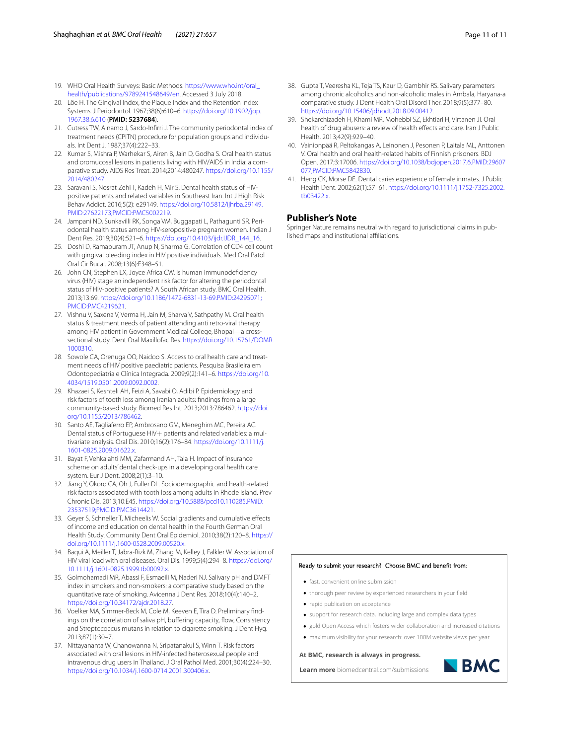19. WHO Oral Health Surveys: Basic Methods. https://www.who.int/oral_health/publications/9789241548649/en. Accessed 3 July 2018.
20. Löe H. The Gingival Index, the Plaque Index and the Retention Index Systems. J Periodontol. 1967;38(6):610–6. https://doi.org/10.1902/jop.1967.38.6.610 (**PMID: 5237684**).
21. Cutress TW, Ainamo J, Sardo-Infirri J. The community periodontal index of treatment needs (CPITN) procedure for population groups and individuals. Int Dent J. 1987;37(4):222–33.
22. Kumar S, Mishra P, Warhekar S, Airen B, Jain D, Godha S. Oral health status and oromucosal lesions in patients living with HIV/AIDS in India: a comparative study. AIDS Res Treat. 2014;2014:480247. https://doi.org/10.1155/2014/480247.
23. Saravani S, Nosrat Zehi T, Kadeh H, Mir S. Dental health status of HIV-positive patients and related variables in Southeast Iran. Int J High Risk Behav Addict. 2016;5(2): e29149. https://doi.org/10.5812/ijhrba.29149. PMID:27622173;PMCID:PMC5002219.
24. Jampani ND, Sunkavilli RK, Songa VM, Buggapati L, Pathagunti SR. Periodontal health status among HIV-seropositive pregnant women. Indian J Dent Res. 2019;30(4):521–6. https://doi.org/10.4103/ijdr.IJDR_144_16.
25. Doshi D, Ramapuram JT, Anup N, Sharma G. Correlation of CD4 cell count with gingival bleeding index in HIV positive individuals. Med Oral Patol Oral Cir Bucal. 2008;13(6):E348–51.
26. John CN, Stephen LX, Joyce Africa CW. Is human immunodeficiency virus (HIV) stage an independent risk factor for altering the periodontal status of HIV-positive patients? A South African study. BMC Oral Health. 2013;13:69. https://doi.org/10.1186/1472-6831-13-69.PMID:24295071; PMCID:PMC4219621.
27. Vishnu V, Saxena V, Verma H, Jain M, Sharva V, Sathpathy M. Oral health status & treatment needs of patient attending anti retro-viral therapy among HIV patient in Government Medical College, Bhopal—a cross-sectional study. Dent Oral Maxillofac Res. https://doi.org/10.15761/DOMR.1000310.
28. Sowole CA, Orenuga OO, Naidoo S. Access to oral health care and treatment needs of HIV positive paediatric patients. Pesquisa Brasileira em Odontopediatria e Clínica Integrada. 2009;9(2):141–6. https://doi.org/10.4034/1519.0501.2009.0092.0002.
29. Khazaei S, Keshteli AH, Feizi A, Savabi O, Adibi P. Epidemiology and risk factors of tooth loss among Iranian adults: findings from a large community-based study. Biomed Res Int. 2013;2013:786462. https://doi.org/10.1155/2013/786462.
30. Santo AE, Tagliaferro EP, Ambrosano GM, Meneghim MC, Pereira AC. Dental status of Portuguese HIV+ patients and related variables: a multivariate analysis. Oral Dis. 2010;16(2):176–84. https://doi.org/10.1111/j.1601-0825.2009.01622.x.
31. Bayat F, Vehkalahti MM, Zafarmand AH, Tala H. Impact of insurance scheme on adults' dental check-ups in a developing oral health care system. Eur J Dent. 2008;2(1):3–10.
32. Jiang Y, Okoro CA, Oh J, Fuller DL. Sociodemographic and health-related risk factors associated with tooth loss among adults in Rhode Island. Prev Chronic Dis. 2013;10:E45. https://doi.org/10.5888/pcd10.110285.PMID:23537519;PMCID:PMC3614421.
33. Geyer S, Schneller T, Micheelis W. Social gradients and cumulative effects of income and education on dental health in the Fourth German Oral Health Study. Community Dent Oral Epidemiol. 2010;38(2):120–8. https://doi.org/10.1111/j.1600-0528.2009.00520.x.
34. Baqui A, Meiller T, Jabra-Rizk M, Zhang M, Kelley J, Falkler W. Association of HIV viral load with oral diseases. Oral Dis. 1999;5(4):294–8. https://doi.org/10.1111/j.1601-0825.1999.tb00092.x.
35. Golmohamadi MR, Abassi F, Esmaeili M, Naderi NJ. Salivary pH and DMFT index in smokers and non-smokers: a comparative study based on the quantitative rate of smoking. Avicenna J Dent Res. 2018;10(4):140–2. https://doi.org/10.34172/ajdr.2018.27.
36. Voelker MA, Simmer-Beck M, Cole M, Keeven E, Tira D. Preliminary findings on the correlation of saliva pH, buffering capacity, flow, Consistency and Streptococcus mutans in relation to cigarette smoking. J Dent Hyg. 2013;87(1):30–7.
37. Nittayananta W, Chanowanna N, Sripatanakul S, Winn T. Risk factors associated with oral lesions in HIV-infected heterosexual people and intravenous drug users in Thailand. J Oral Pathol Med. 2001;30(4):224–30. https://doi.org/10.1034/j.1600-0714.2001.300406.x.
38. Gupta T, Veeresha KL, Teja TS, Kaur D, Gambhir RS. Salivary parameters among chronic alcoholics and non-alcoholic males in Ambala, Haryana-a comparative study. J Dent Health Oral Disord Ther. 2018;9(5):377–80. https://doi.org/10.15406/jdhodt.2018.09.00412.
39. Shekarchizadeh H, Khami MR, Mohebbi SZ, Ekhtiari H, Virtanen JI. Oral health of drug abusers: a review of health effects and care. Iran J Public Health. 2013;42(9):929–40.
40. Vainionpää R, Peltokangas A, Leinonen J, Pesonen P, Laitala ML, Anttonen V. Oral health and oral health-related habits of Finnish prisoners. BDJ Open. 2017;3:17006. https://doi.org/10.1038/bdjopen.2017.6.PMID:29607077;PMCID:PMC5842830.
41. Heng CK, Morse DE. Dental caries experience of female inmates. J Public Health Dent. 2002;62(1):57–61. https://doi.org/10.1111/j.1752-7325.2002.tb03422.x.

## Publisher's Note

Springer Nature remains neutral with regard to jurisdictional claims in published maps and institutional affiliations.

Ready to submit your research? Choose BMC and benefit from:

- fast, convenient online submission
- thorough peer review by experienced researchers in your field
- rapid publication on acceptance
- support for research data, including large and complex data types
- gold Open Access which fosters wider collaboration and increased citations
- maximum visibility for your research: over 100M website views per year

**At BMC, research is always in progress.**

**Learn more** biomedcentral.com/submissions

BMC